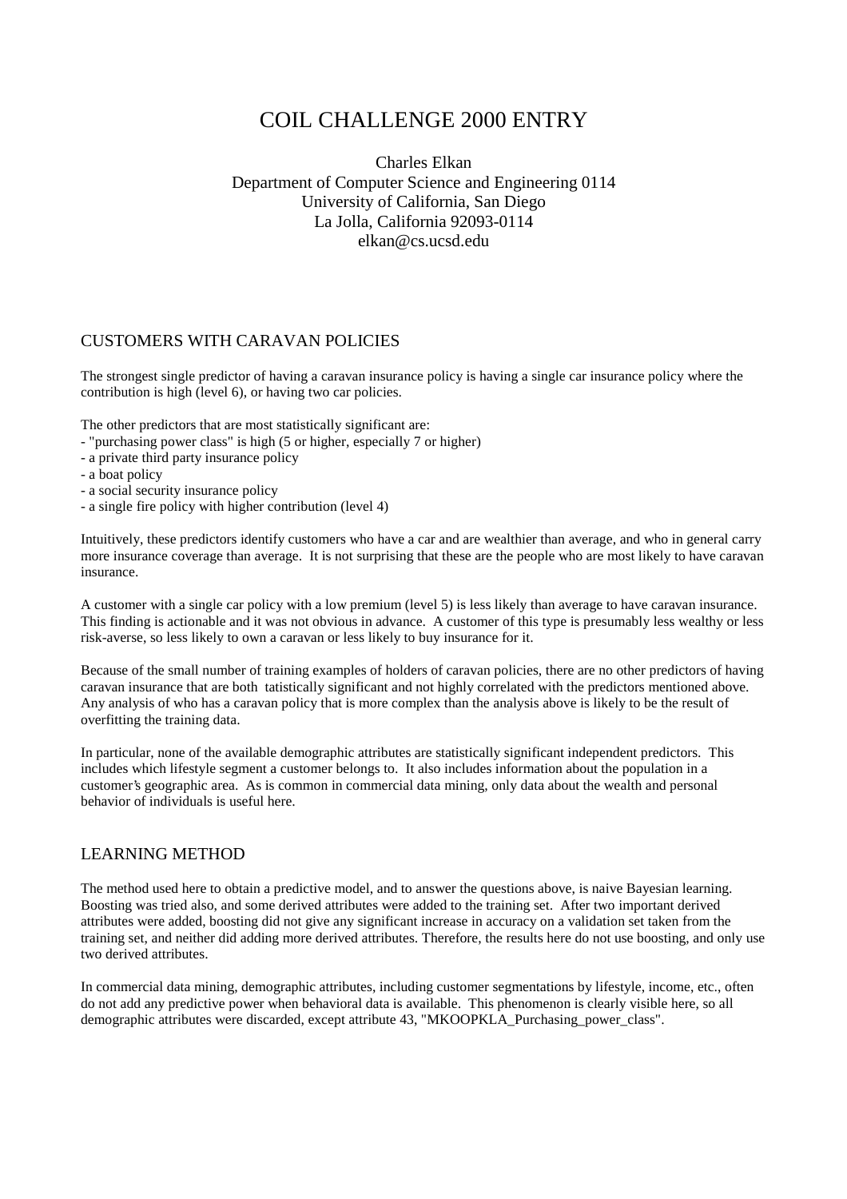# COIL CHALLENGE 2000 ENTRY

Charles Elkan
Department of Computer Science and Engineering 0114
University of California, San Diego
La Jolla, California 92093-0114
elkan@cs.ucsd.edu

## CUSTOMERS WITH CARAVAN POLICIES

The strongest single predictor of having a caravan insurance policy is having a single car insurance policy where the contribution is high (level 6), or having two car policies.

The other predictors that are most statistically significant are:
- "purchasing power class" is high (5 or higher, especially 7 or higher)
- a private third party insurance policy
- a boat policy
- a social security insurance policy
- a single fire policy with higher contribution (level 4)

Intuitively, these predictors identify customers who have a car and are wealthier than average, and who in general carry more insurance coverage than average. It is not surprising that these are the people who are most likely to have caravan insurance.

A customer with a single car policy with a low premium (level 5) is less likely than average to have caravan insurance. This finding is actionable and it was not obvious in advance. A customer of this type is presumably less wealthy or less risk-averse, so less likely to own a caravan or less likely to buy insurance for it.

Because of the small number of training examples of holders of caravan policies, there are no other predictors of having caravan insurance that are both tatistically significant and not highly correlated with the predictors mentioned above. Any analysis of who has a caravan policy that is more complex than the analysis above is likely to be the result of overfitting the training data.

In particular, none of the available demographic attributes are statistically significant independent predictors. This includes which lifestyle segment a customer belongs to. It also includes information about the population in a customer's geographic area. As is common in commercial data mining, only data about the wealth and personal behavior of individuals is useful here.

## LEARNING METHOD

The method used here to obtain a predictive model, and to answer the questions above, is naive Bayesian learning. Boosting was tried also, and some derived attributes were added to the training set. After two important derived attributes were added, boosting did not give any significant increase in accuracy on a validation set taken from the training set, and neither did adding more derived attributes. Therefore, the results here do not use boosting, and only use two derived attributes.

In commercial data mining, demographic attributes, including customer segmentations by lifestyle, income, etc., often do not add any predictive power when behavioral data is available. This phenomenon is clearly visible here, so all demographic attributes were discarded, except attribute 43, "MKOOPKLA_Purchasing_power_class".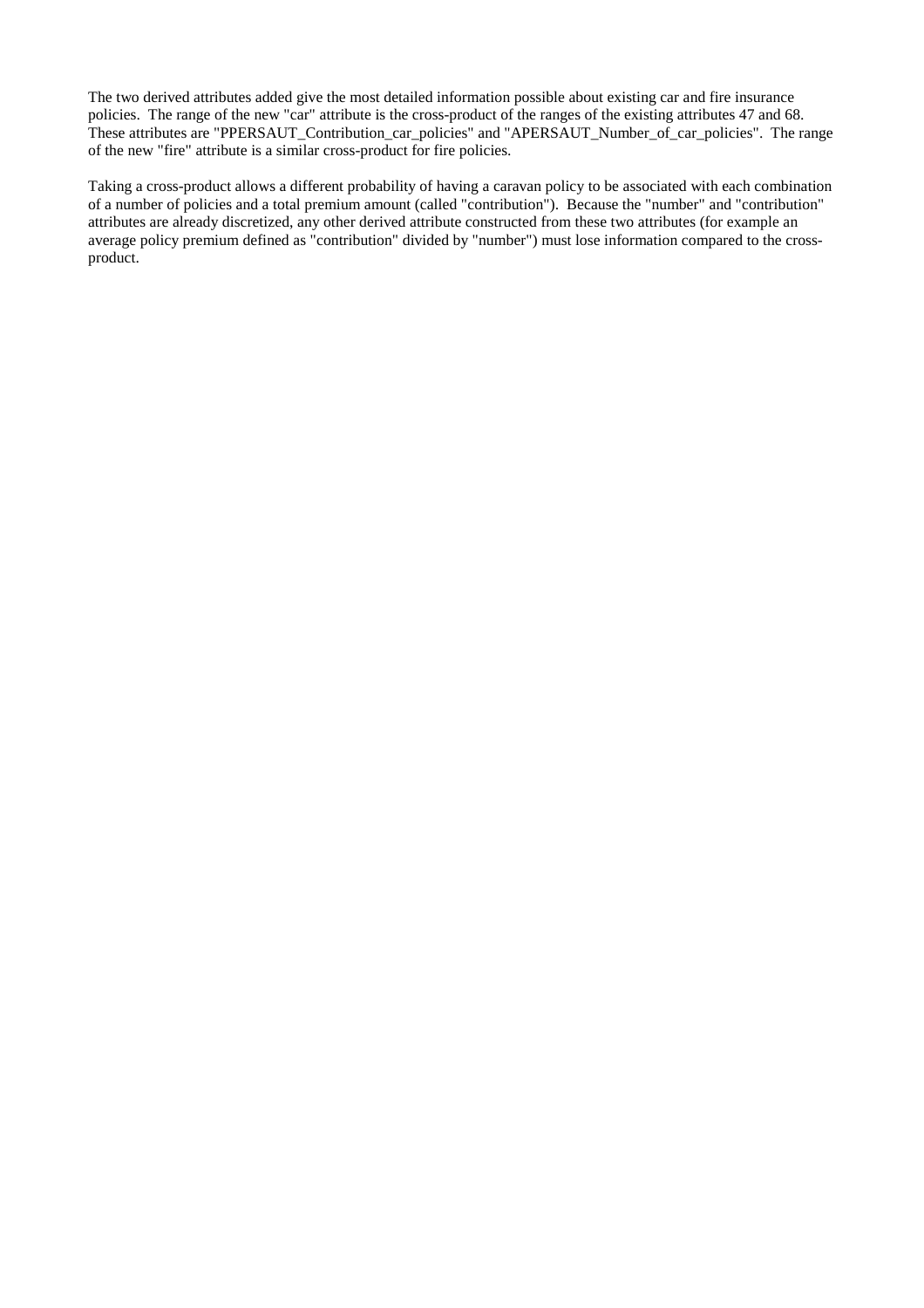The two derived attributes added give the most detailed information possible about existing car and fire insurance policies. The range of the new "car" attribute is the cross-product of the ranges of the existing attributes 47 and 68. These attributes are "PPERSAUT_Contribution_car_policies" and "APERSAUT_Number_of_car_policies". The range of the new "fire" attribute is a similar cross-product for fire policies.

Taking a cross-product allows a different probability of having a caravan policy to be associated with each combination of a number of policies and a total premium amount (called "contribution"). Because the "number" and "contribution" attributes are already discretized, any other derived attribute constructed from these two attributes (for example an average policy premium defined as "contribution" divided by "number") must lose information compared to the cross-product.